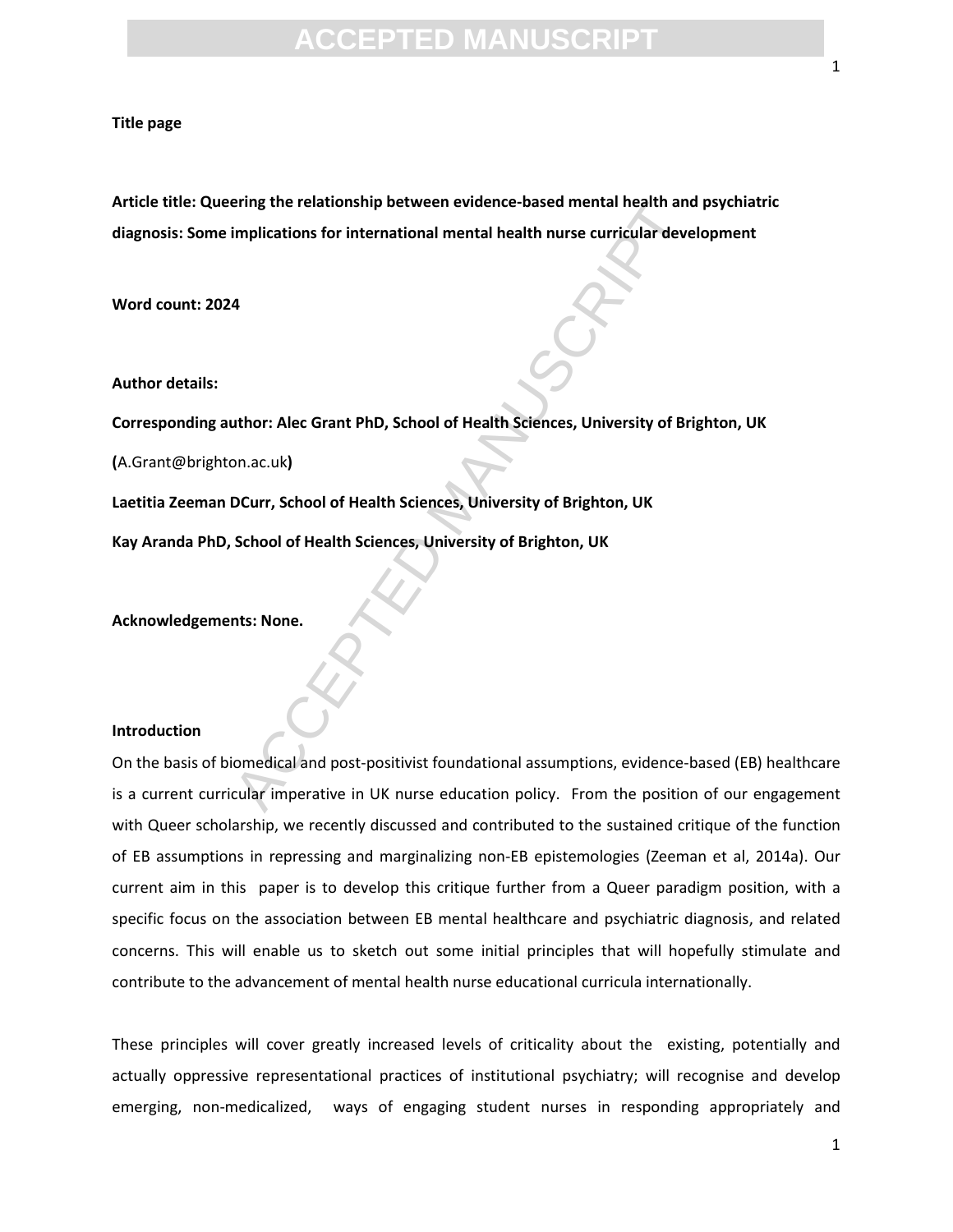**Title page**

**Article title: Queering the relationship between evidence-based mental health and psychiatric diagnosis: Some implications for international mental health nurse curricular development**

**Word count: 2024**

**Author details:**

**Corresponding author: Alec Grant PhD, School of Health Sciences, University of Brighton, UK**

**(**A.Grant@brighton.ac.uk**)**

**Laetitia Zeeman DCurr, School of Health Sciences, University of Brighton, UK**

**Kay Aranda PhD, School of Health Sciences, University of Brighton, UK**

**Acknowledgements: None.**

**Introduction**

On the basis of biomedical and post-positivist foundational assumptions, evidence-based (EB) healthcare is a current curricular imperative in UK nurse education policy. From the position of our engagement with Queer scholarship, we recently discussed and contributed to the sustained critique of the function of EB assumptions in repressing and marginalizing non-EB epistemologies (Zeeman et al, 2014a). Our current aim in this paper is to develop this critique further from a Queer paradigm position, with a specific focus on the association between EB mental healthcare and psychiatric diagnosis, and related concerns. This will enable us to sketch out some initial principles that will hopefully stimulate and contribute to the advancement of mental health nurse educational curricula internationally.

These principles will cover greatly increased levels of criticality about the existing, potentially and actually oppressive representational practices of institutional psychiatry; will recognise and develop emerging, non-medicalized, ways of engaging student nurses in responding appropriately and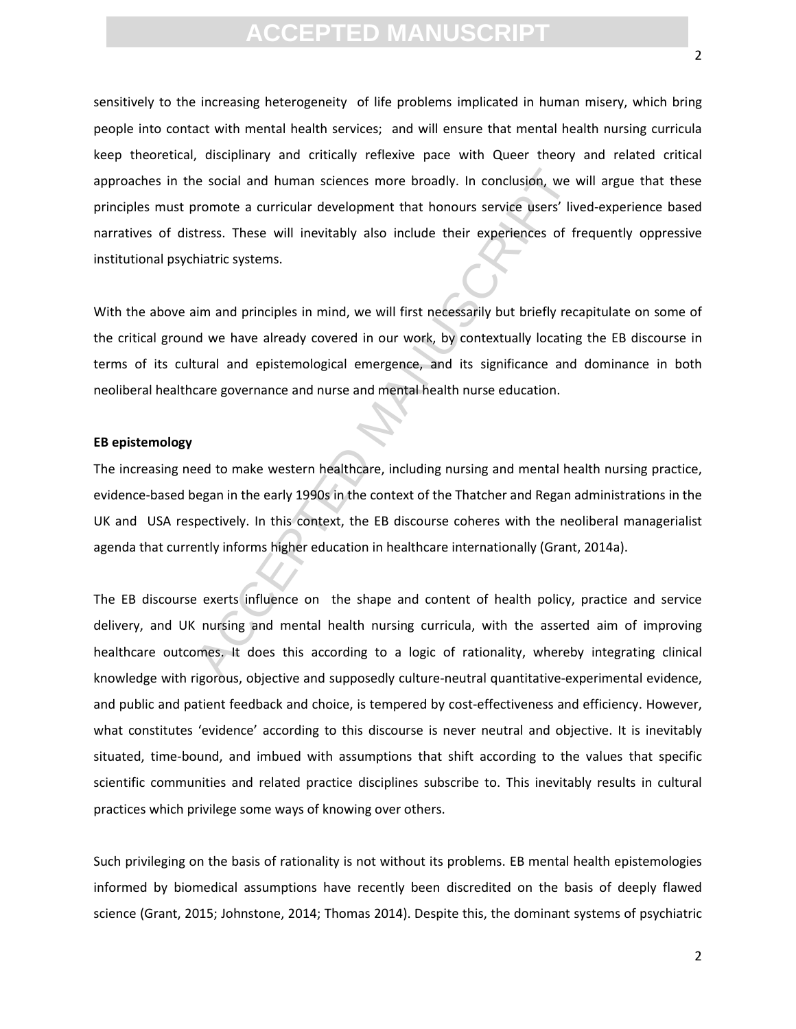sensitively to the increasing heterogeneity of life problems implicated in human misery, which bring people into contact with mental health services; and will ensure that mental health nursing curricula keep theoretical, disciplinary and critically reflexive pace with Queer theory and related critical approaches in the social and human sciences more broadly. In conclusion, we will argue that these principles must promote a curricular development that honours service users' lived-experience based narratives of distress. These will inevitably also include their experiences of frequently oppressive institutional psychiatric systems.

With the above aim and principles in mind, we will first necessarily but briefly recapitulate on some of the critical ground we have already covered in our work, by contextually locating the EB discourse in terms of its cultural and epistemological emergence, and its significance and dominance in both neoliberal healthcare governance and nurse and mental health nurse education.

**EB epistemology**

The increasing need to make western healthcare, including nursing and mental health nursing practice, evidence-based began in the early 1990s in the context of the Thatcher and Regan administrations in the UK and USA respectively. In this context, the EB discourse coheres with the neoliberal managerialist agenda that currently informs higher education in healthcare internationally (Grant, 2014a).

The EB discourse exerts influence on the shape and content of health policy, practice and service delivery, and UK nursing and mental health nursing curricula, with the asserted aim of improving healthcare outcomes. It does this according to a logic of rationality, whereby integrating clinical knowledge with rigorous, objective and supposedly culture-neutral quantitative-experimental evidence, and public and patient feedback and choice, is tempered by cost-effectiveness and efficiency. However, what constitutes 'evidence' according to this discourse is never neutral and objective. It is inevitably situated, time-bound, and imbued with assumptions that shift according to the values that specific scientific communities and related practice disciplines subscribe to. This inevitably results in cultural practices which privilege some ways of knowing over others.

Such privileging on the basis of rationality is not without its problems. EB mental health epistemologies informed by biomedical assumptions have recently been discredited on the basis of deeply flawed science (Grant, 2015; Johnstone, 2014; Thomas 2014). Despite this, the dominant systems of psychiatric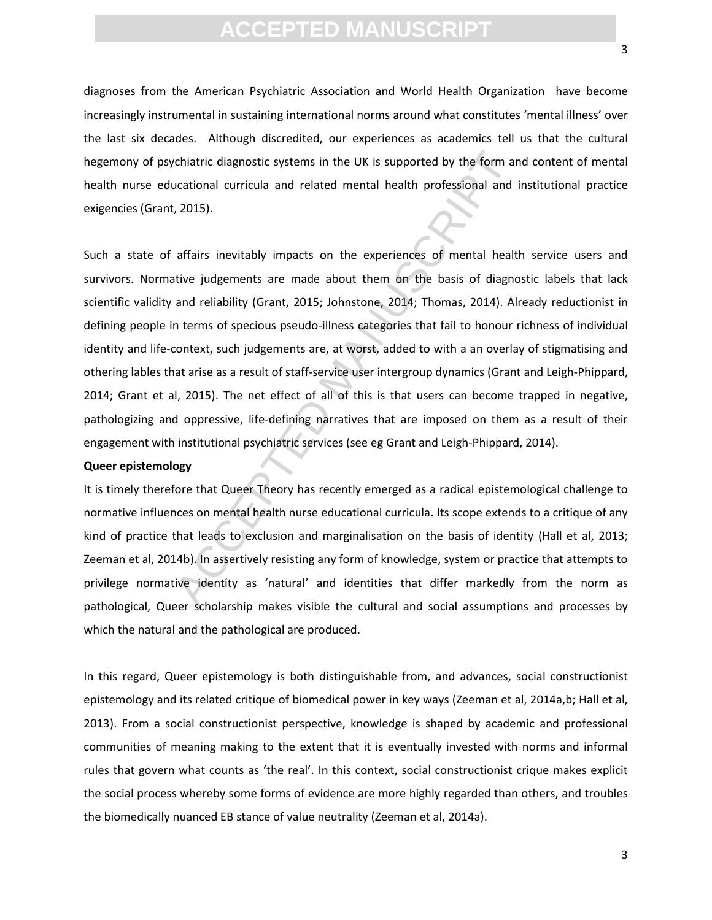diagnoses from the American Psychiatric Association and World Health Organization have become increasingly instrumental in sustaining international norms around what constitutes 'mental illness' over the last six decades. Although discredited, our experiences as academics tell us that the cultural hegemony of psychiatric diagnostic systems in the UK is supported by the form and content of mental health nurse educational curricula and related mental health professional and institutional practice exigencies (Grant, 2015).

Such a state of affairs inevitably impacts on the experiences of mental health service users and survivors. Normative judgements are made about them on the basis of diagnostic labels that lack scientific validity and reliability (Grant, 2015; Johnstone, 2014; Thomas, 2014). Already reductionist in defining people in terms of specious pseudo-illness categories that fail to honour richness of individual identity and life-context, such judgements are, at worst, added to with a an overlay of stigmatising and othering lables that arise as a result of staff-service user intergroup dynamics (Grant and Leigh-Phippard, 2014; Grant et al, 2015). The net effect of all of this is that users can become trapped in negative, pathologizing and oppressive, life-defining narratives that are imposed on them as a result of their engagement with institutional psychiatric services (see eg Grant and Leigh-Phippard, 2014).

**Queer epistemology**

It is timely therefore that Queer Theory has recently emerged as a radical epistemological challenge to normative influences on mental health nurse educational curricula. Its scope extends to a critique of any kind of practice that leads to exclusion and marginalisation on the basis of identity (Hall et al, 2013; Zeeman et al, 2014b). In assertively resisting any form of knowledge, system or practice that attempts to privilege normative identity as 'natural' and identities that differ markedly from the norm as pathological, Queer scholarship makes visible the cultural and social assumptions and processes by which the natural and the pathological are produced.

In this regard, Queer epistemology is both distinguishable from, and advances, social constructionist epistemology and its related critique of biomedical power in key ways (Zeeman et al, 2014a,b; Hall et al, 2013). From a social constructionist perspective, knowledge is shaped by academic and professional communities of meaning making to the extent that it is eventually invested with norms and informal rules that govern what counts as 'the real'. In this context, social constructionist crique makes explicit the social process whereby some forms of evidence are more highly regarded than others, and troubles the biomedically nuanced EB stance of value neutrality (Zeeman et al, 2014a).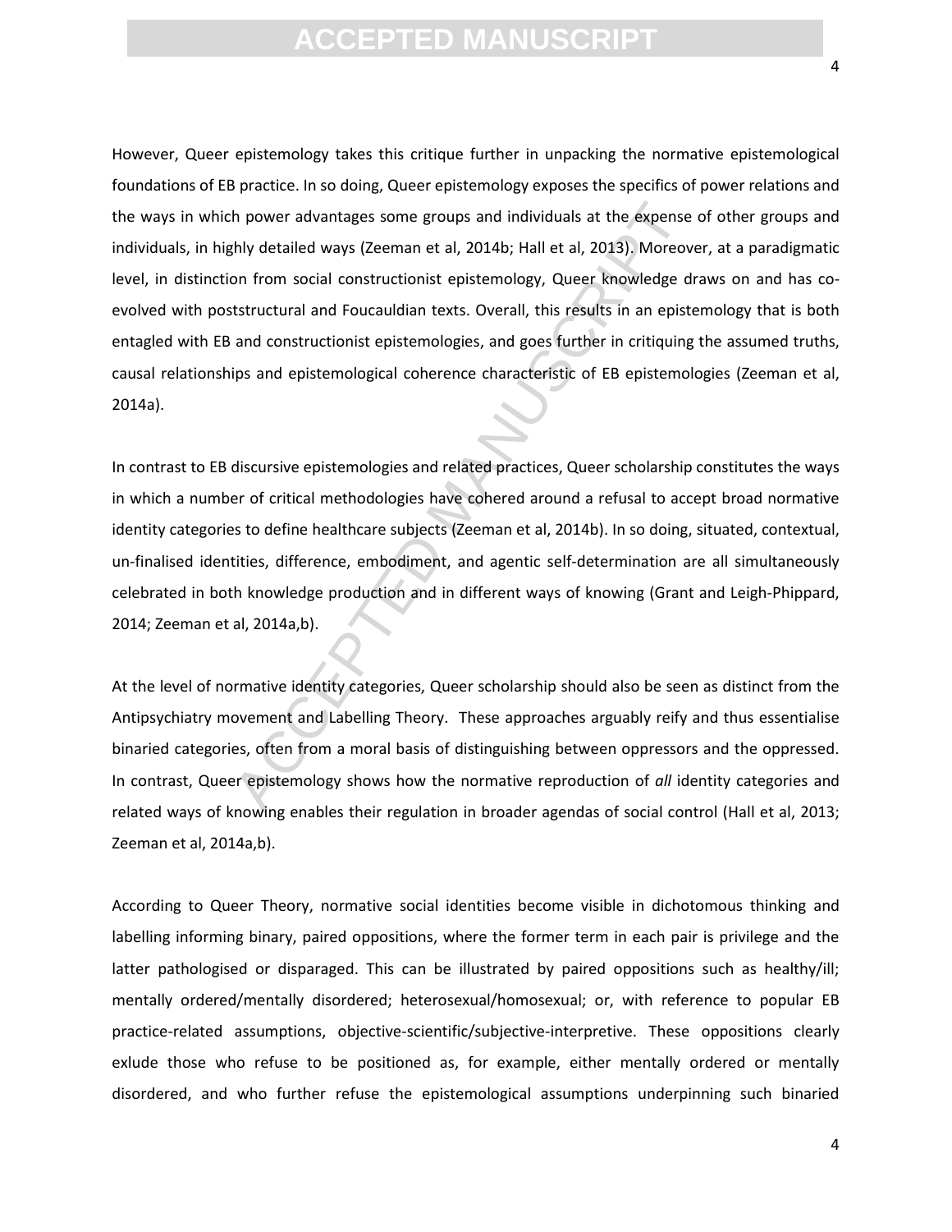However, Queer epistemology takes this critique further in unpacking the normative epistemological foundations of EB practice. In so doing, Queer epistemology exposes the specifics of power relations and the ways in which power advantages some groups and individuals at the expense of other groups and individuals, in highly detailed ways (Zeeman et al, 2014b; Hall et al, 2013). Moreover, at a paradigmatic level, in distinction from social constructionist epistemology, Queer knowledge draws on and has co-evolved with poststructural and Foucauldian texts. Overall, this results in an epistemology that is both entagled with EB and constructionist epistemologies, and goes further in critiquing the assumed truths, causal relationships and epistemological coherence characteristic of EB epistemologies (Zeeman et al, 2014a).

In contrast to EB discursive epistemologies and related practices, Queer scholarship constitutes the ways in which a number of critical methodologies have cohered around a refusal to accept broad normative identity categories to define healthcare subjects (Zeeman et al, 2014b). In so doing, situated, contextual, un-finalised identities, difference, embodiment, and agentic self-determination are all simultaneously celebrated in both knowledge production and in different ways of knowing (Grant and Leigh-Phippard, 2014; Zeeman et al, 2014a,b).

At the level of normative identity categories, Queer scholarship should also be seen as distinct from the Antipsychiatry movement and Labelling Theory. These approaches arguably reify and thus essentialise binaried categories, often from a moral basis of distinguishing between oppressors and the oppressed. In contrast, Queer epistemology shows how the normative reproduction of *all* identity categories and related ways of knowing enables their regulation in broader agendas of social control (Hall et al, 2013; Zeeman et al, 2014a,b).

According to Queer Theory, normative social identities become visible in dichotomous thinking and labelling informing binary, paired oppositions, where the former term in each pair is privilege and the latter pathologised or disparaged. This can be illustrated by paired oppositions such as healthy/ill; mentally ordered/mentally disordered; heterosexual/homosexual; or, with reference to popular EB practice-related assumptions, objective-scientific/subjective-interpretive. These oppositions clearly exlude those who refuse to be positioned as, for example, either mentally ordered or mentally disordered, and who further refuse the epistemological assumptions underpinning such binaried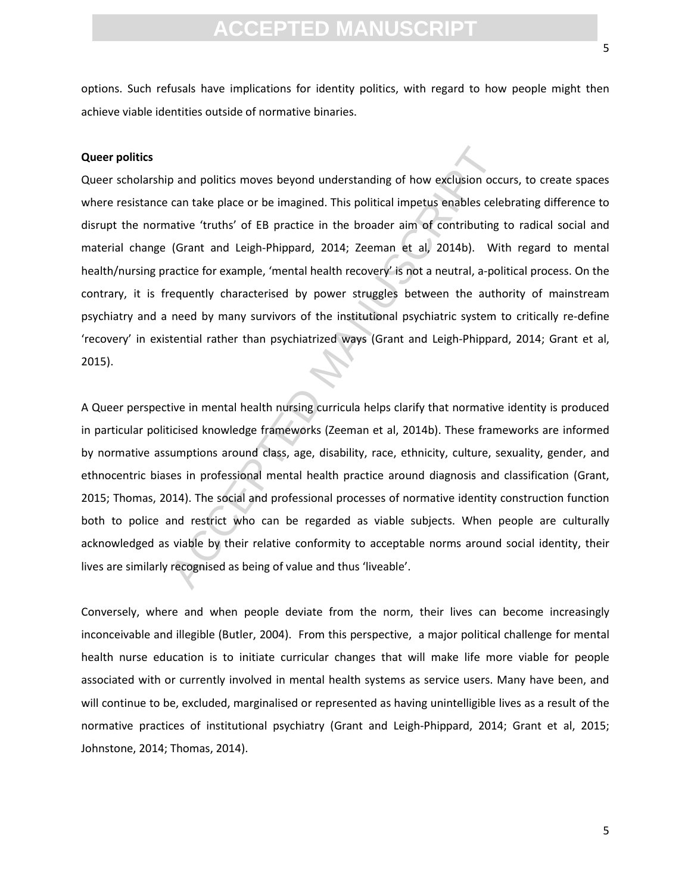options. Such refusals have implications for identity politics, with regard to how people might then achieve viable identities outside of normative binaries.

**Queer politics**

Queer scholarship and politics moves beyond understanding of how exclusion occurs, to create spaces where resistance can take place or be imagined. This political impetus enables celebrating difference to disrupt the normative 'truths' of EB practice in the broader aim of contributing to radical social and material change (Grant and Leigh-Phippard, 2014; Zeeman et al, 2014b). With regard to mental health/nursing practice for example, 'mental health recovery' is not a neutral, a-political process. On the contrary, it is frequently characterised by power struggles between the authority of mainstream psychiatry and a need by many survivors of the institutional psychiatric system to critically re-define 'recovery' in existential rather than psychiatrized ways (Grant and Leigh-Phippard, 2014; Grant et al, 2015).

A Queer perspective in mental health nursing curricula helps clarify that normative identity is produced in particular politicised knowledge frameworks (Zeeman et al, 2014b). These frameworks are informed by normative assumptions around class, age, disability, race, ethnicity, culture, sexuality, gender, and ethnocentric biases in professional mental health practice around diagnosis and classification (Grant, 2015; Thomas, 2014). The social and professional processes of normative identity construction function both to police and restrict who can be regarded as viable subjects. When people are culturally acknowledged as viable by their relative conformity to acceptable norms around social identity, their lives are similarly recognised as being of value and thus 'liveable'.

Conversely, where and when people deviate from the norm, their lives can become increasingly inconceivable and illegible (Butler, 2004). From this perspective, a major political challenge for mental health nurse education is to initiate curricular changes that will make life more viable for people associated with or currently involved in mental health systems as service users. Many have been, and will continue to be, excluded, marginalised or represented as having unintelligible lives as a result of the normative practices of institutional psychiatry (Grant and Leigh-Phippard, 2014; Grant et al, 2015; Johnstone, 2014; Thomas, 2014).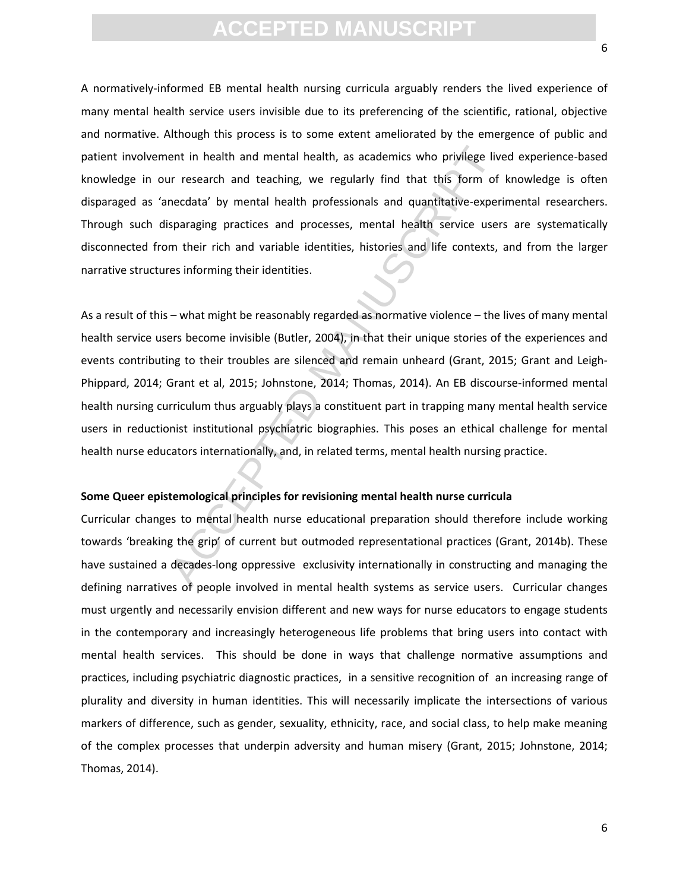A normatively-informed EB mental health nursing curricula arguably renders the lived experience of many mental health service users invisible due to its preferencing of the scientific, rational, objective and normative. Although this process is to some extent ameliorated by the emergence of public and patient involvement in health and mental health, as academics who privilege lived experience-based knowledge in our research and teaching, we regularly find that this form of knowledge is often disparaged as 'anecdata' by mental health professionals and quantitative-experimental researchers. Through such disparaging practices and processes, mental health service users are systematically disconnected from their rich and variable identities, histories and life contexts, and from the larger narrative structures informing their identities.

As a result of this – what might be reasonably regarded as normative violence – the lives of many mental health service users become invisible (Butler, 2004), in that their unique stories of the experiences and events contributing to their troubles are silenced and remain unheard (Grant, 2015; Grant and Leigh-Phippard, 2014; Grant et al, 2015; Johnstone, 2014; Thomas, 2014). An EB discourse-informed mental health nursing curriculum thus arguably plays a constituent part in trapping many mental health service users in reductionist institutional psychiatric biographies. This poses an ethical challenge for mental health nurse educators internationally, and, in related terms, mental health nursing practice.

**Some Queer epistemological principles for revisioning mental health nurse curricula**

Curricular changes to mental health nurse educational preparation should therefore include working towards 'breaking the grip' of current but outmoded representational practices (Grant, 2014b). These have sustained a decades-long oppressive exclusivity internationally in constructing and managing the defining narratives of people involved in mental health systems as service users. Curricular changes must urgently and necessarily envision different and new ways for nurse educators to engage students in the contemporary and increasingly heterogeneous life problems that bring users into contact with mental health services. This should be done in ways that challenge normative assumptions and practices, including psychiatric diagnostic practices, in a sensitive recognition of an increasing range of plurality and diversity in human identities. This will necessarily implicate the intersections of various markers of difference, such as gender, sexuality, ethnicity, race, and social class, to help make meaning of the complex processes that underpin adversity and human misery (Grant, 2015; Johnstone, 2014; Thomas, 2014).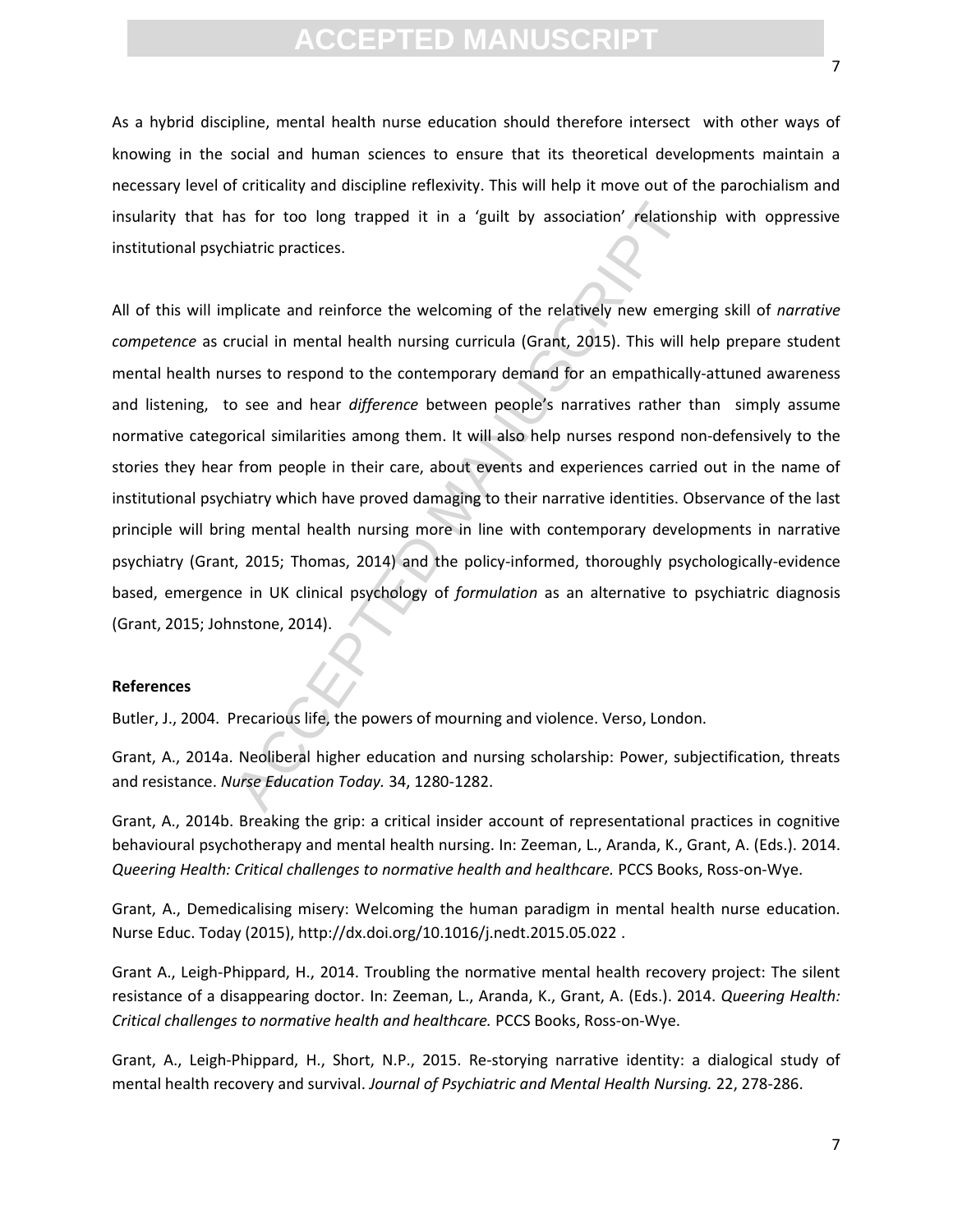As a hybrid discipline, mental health nurse education should therefore intersect with other ways of knowing in the social and human sciences to ensure that its theoretical developments maintain a necessary level of criticality and discipline reflexivity. This will help it move out of the parochialism and insularity that has for too long trapped it in a 'guilt by association' relationship with oppressive institutional psychiatric practices.

All of this will implicate and reinforce the welcoming of the relatively new emerging skill of *narrative competence* as crucial in mental health nursing curricula (Grant, 2015). This will help prepare student mental health nurses to respond to the contemporary demand for an empathically-attuned awareness and listening, to see and hear *difference* between people's narratives rather than simply assume normative categorical similarities among them. It will also help nurses respond non-defensively to the stories they hear from people in their care, about events and experiences carried out in the name of institutional psychiatry which have proved damaging to their narrative identities. Observance of the last principle will bring mental health nursing more in line with contemporary developments in narrative psychiatry (Grant, 2015; Thomas, 2014) and the policy-informed, thoroughly psychologically-evidence based, emergence in UK clinical psychology of *formulation* as an alternative to psychiatric diagnosis (Grant, 2015; Johnstone, 2014).

**References**

Butler, J., 2004. Precarious life, the powers of mourning and violence. Verso, London.

Grant, A., 2014a. Neoliberal higher education and nursing scholarship: Power, subjectification, threats and resistance. *Nurse Education Today.* 34, 1280-1282.

Grant, A., 2014b. Breaking the grip: a critical insider account of representational practices in cognitive behavioural psychotherapy and mental health nursing. In: Zeeman, L., Aranda, K., Grant, A. (Eds.). 2014. *Queering Health: Critical challenges to normative health and healthcare.* PCCS Books, Ross-on-Wye.

Grant, A., Demedicalising misery: Welcoming the human paradigm in mental health nurse education. Nurse Educ. Today (2015), http://dx.doi.org/10.1016/j.nedt.2015.05.022 .

Grant A., Leigh-Phippard, H., 2014. Troubling the normative mental health recovery project: The silent resistance of a disappearing doctor. In: Zeeman, L., Aranda, K., Grant, A. (Eds.). 2014. *Queering Health: Critical challenges to normative health and healthcare.* PCCS Books, Ross-on-Wye.

Grant, A., Leigh-Phippard, H., Short, N.P., 2015. Re-storying narrative identity: a dialogical study of mental health recovery and survival. *Journal of Psychiatric and Mental Health Nursing.* 22, 278-286.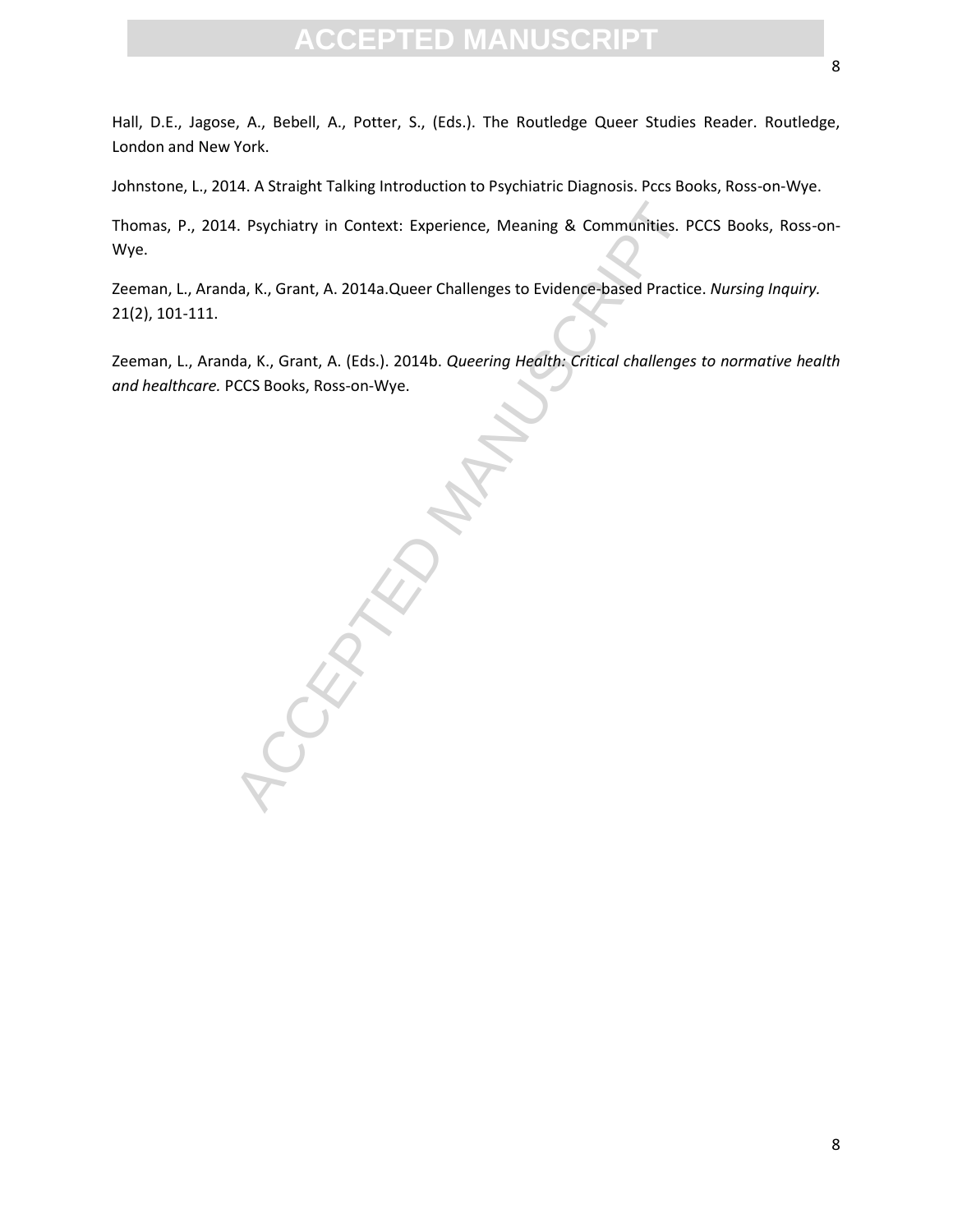Hall, D.E., Jagose, A., Bebell, A., Potter, S., (Eds.). The Routledge Queer Studies Reader. Routledge, London and New York.

Johnstone, L., 2014. A Straight Talking Introduction to Psychiatric Diagnosis. Pccs Books, Ross-on-Wye.

Thomas, P., 2014. Psychiatry in Context: Experience, Meaning & Communities. PCCS Books, Ross-on-Wye.

Zeeman, L., Aranda, K., Grant, A. 2014a.Queer Challenges to Evidence-based Practice. *Nursing Inquiry.* 21(2), 101-111.

Zeeman, L., Aranda, K., Grant, A. (Eds.). 2014b. *Queering Health: Critical challenges to normative health and healthcare.* PCCS Books, Ross-on-Wye.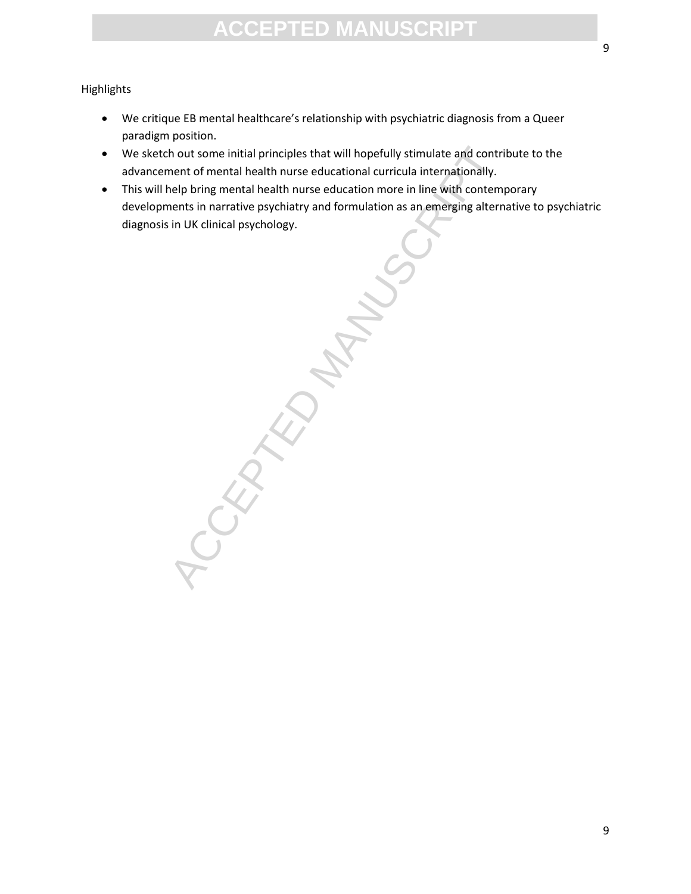Highlights

- We critique EB mental healthcare's relationship with psychiatric diagnosis from a Queer paradigm position.
- We sketch out some initial principles that will hopefully stimulate and contribute to the advancement of mental health nurse educational curricula internationally.
- This will help bring mental health nurse education more in line with contemporary developments in narrative psychiatry and formulation as an emerging alternative to psychiatric diagnosis in UK clinical psychology.